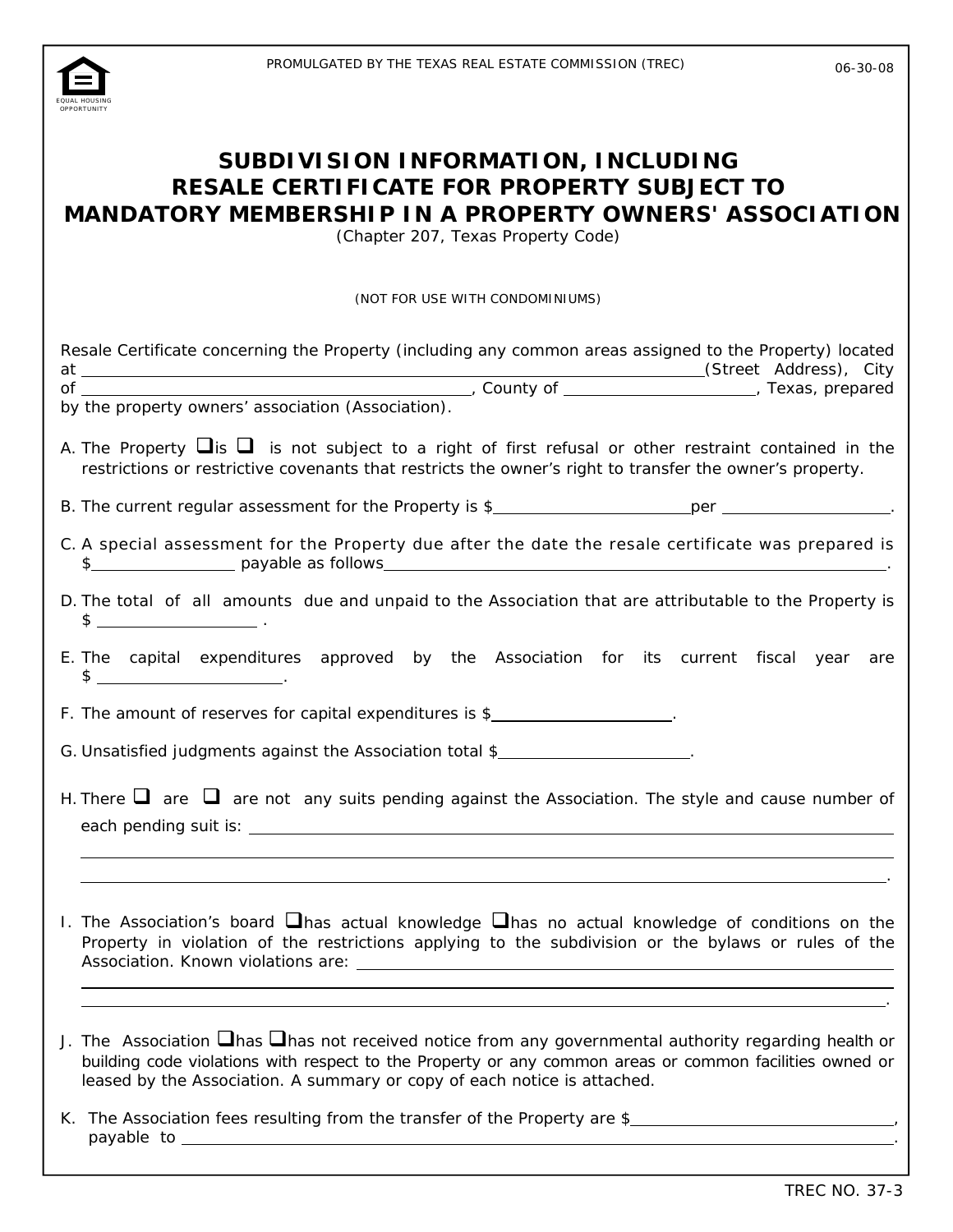PROMULGATED BY THE TEXAS REAL ESTATE COMMISSION (TREC) 06-30-08

# SUBDIVISION INFORMATION, INCLUDING RESALE CERTIFICATE FOR PROPERTY SUBJECT TO MANDATORY MEMBERSHIP IN A PROPERTY OWNERS' ASSOCIATION

(Chapter 207, Texas Property Code)

(NOT FOR USE WITH CONDOMINIUMS)

Resale Certificate concerning the Property (including any common areas assigned to the Property) located at ______________________________ (Street Address), City of ______________________________, County of ____________________, Texas, prepared by the property owners' association (Association).

A. The Property ❑ is ❑ is not subject to a right of first refusal or other restraint contained in the restrictions or restrictive covenants that restricts the owner's right to transfer the owner's property.

B. The current regular assessment for the Property is $____________________ per ____________________.

C. A special assessment for the Property due after the date the resale certificate was prepared is $______________ payable as follows ______________________________.

D. The total of all amounts due and unpaid to the Association that are attributable to the Property is $________________.

E. The capital expenditures approved by the Association for its current fiscal year are $____________________.

F. The amount of reserves for capital expenditures is $____________________.

G. Unsatisfied judgments against the Association total $____________________.

H. There ❑ are ❑ are not any suits pending against the Association. The style and cause number of each pending suit is: ______________________________

______________________________

______________________________.

I. The Association's board ❑ has actual knowledge ❑ has no actual knowledge of conditions on the Property in violation of the restrictions applying to the subdivision or the bylaws or rules of the Association. Known violations are: ______________________________

______________________________

______________________________.

J. The Association ❑ has ❑ has not received notice from any governmental authority regarding health or building code violations with respect to the Property or any common areas or common facilities owned or leased by the Association. A summary or copy of each notice is attached.

K. The Association fees resulting from the transfer of the Property are $____________________, payable to ______________________________.

TREC NO. 37-3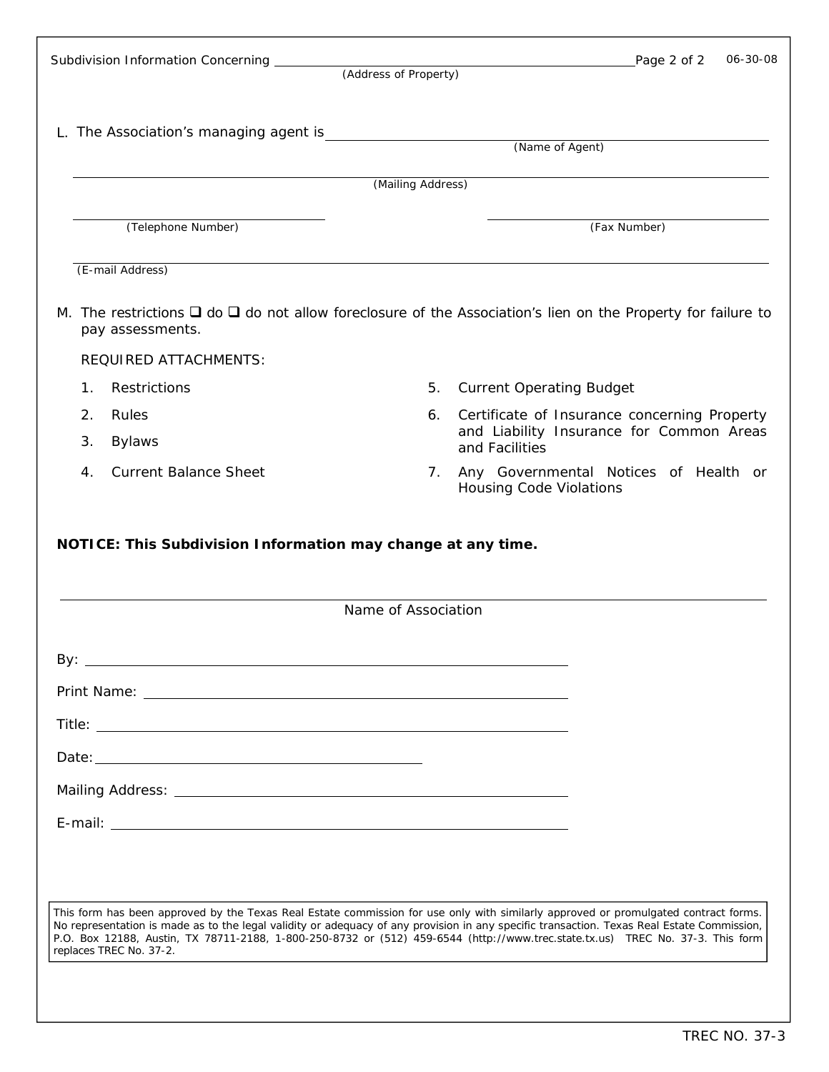Subdivision Information Concerning ______________________________ 06-30-08
(Address of Property)

L. The Association's managing agent is ______________________________
(Name of Agent)

______________________________
(Mailing Address)

______________________________ (Telephone Number) ______________________________ (Fax Number)

______________________________
(E-mail Address)

M. The restrictions ❑ do ❑ do not allow foreclosure of the Association's lien on the Property for failure to pay assessments.

REQUIRED ATTACHMENTS:

1. Restrictions
2. Rules
3. Bylaws
4. Current Balance Sheet
5. Current Operating Budget
6. Certificate of Insurance concerning Property and Liability Insurance for Common Areas and Facilities
7. Any Governmental Notices of Health or Housing Code Violations

**NOTICE: This Subdivision Information may change at any time.**

______________________________
Name of Association

By: ______________________________

Print Name: ______________________________

Title: ______________________________

Date: ______________________________

Mailing Address: ______________________________

E-mail: ______________________________

This form has been approved by the Texas Real Estate commission for use only with similarly approved or promulgated contract forms. No representation is made as to the legal validity or adequacy of any provision in any specific transaction. Texas Real Estate Commission, P.O. Box 12188, Austin, TX 78711-2188, 1-800-250-8732 or (512) 459-6544 (http://www.trec.state.tx.us) TREC No. 37-3. This form replaces TREC No. 37-2.

TREC NO. 37-3